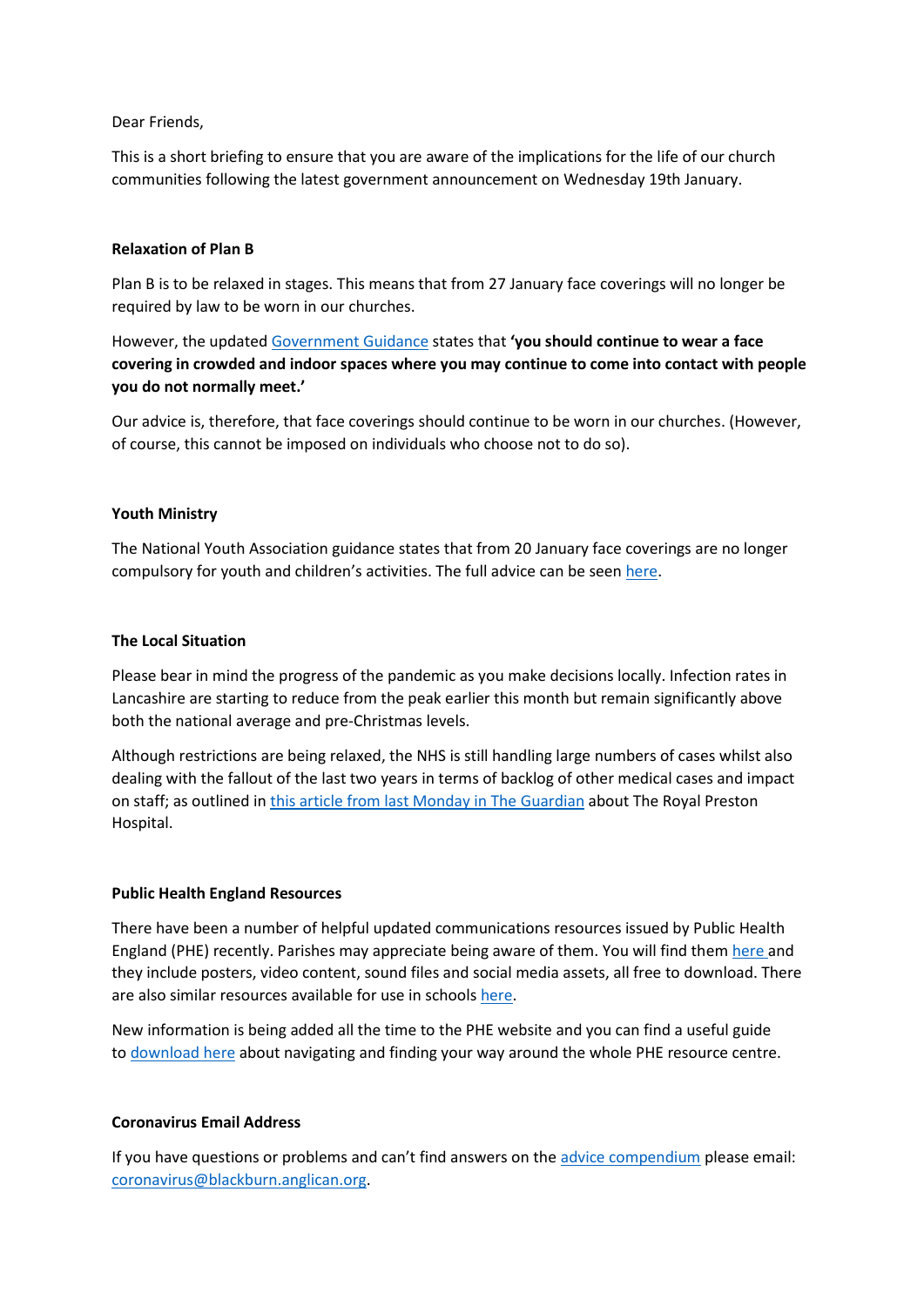Dear Friends,

This is a short briefing to ensure that you are aware of the implications for the life of our church communities following the latest government announcement on Wednesday 19th January.

**Relaxation of Plan B**

Plan B is to be relaxed in stages. This means that from 27 January face coverings will no longer be required by law to be worn in our churches.

However, the updated Government Guidance states that **'you should continue to wear a face covering in crowded and indoor spaces where you may continue to come into contact with people you do not normally meet.'**

Our advice is, therefore, that face coverings should continue to be worn in our churches. (However, of course, this cannot be imposed on individuals who choose not to do so).

**Youth Ministry**

The National Youth Association guidance states that from 20 January face coverings are no longer compulsory for youth and children's activities. The full advice can be seen here.

**The Local Situation**

Please bear in mind the progress of the pandemic as you make decisions locally. Infection rates in Lancashire are starting to reduce from the peak earlier this month but remain significantly above both the national average and pre-Christmas levels.

Although restrictions are being relaxed, the NHS is still handling large numbers of cases whilst also dealing with the fallout of the last two years in terms of backlog of other medical cases and impact on staff; as outlined in this article from last Monday in The Guardian about The Royal Preston Hospital.

**Public Health England Resources**

There have been a number of helpful updated communications resources issued by Public Health England (PHE) recently. Parishes may appreciate being aware of them. You will find them here and they include posters, video content, sound files and social media assets, all free to download. There are also similar resources available for use in schools here.

New information is being added all the time to the PHE website and you can find a useful guide to download here about navigating and finding your way around the whole PHE resource centre.

**Coronavirus Email Address**

If you have questions or problems and can't find answers on the advice compendium please email: coronavirus@blackburn.anglican.org.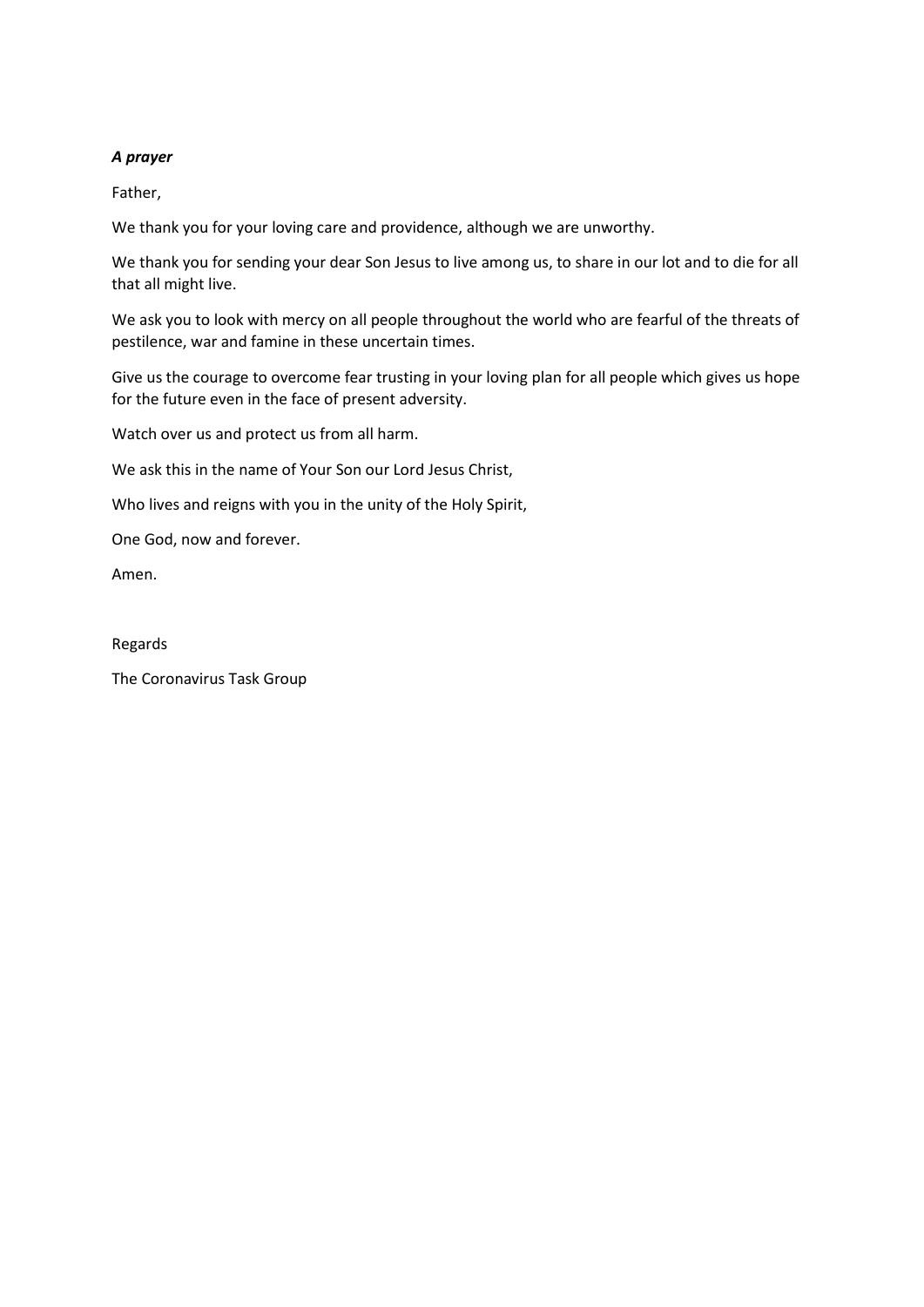***A prayer***

Father,

We thank you for your loving care and providence, although we are unworthy.

We thank you for sending your dear Son Jesus to live among us, to share in our lot and to die for all that all might live.

We ask you to look with mercy on all people throughout the world who are fearful of the threats of pestilence, war and famine in these uncertain times.

Give us the courage to overcome fear trusting in your loving plan for all people which gives us hope for the future even in the face of present adversity.

Watch over us and protect us from all harm.

We ask this in the name of Your Son our Lord Jesus Christ,

Who lives and reigns with you in the unity of the Holy Spirit,

One God, now and forever.

Amen.

Regards

The Coronavirus Task Group